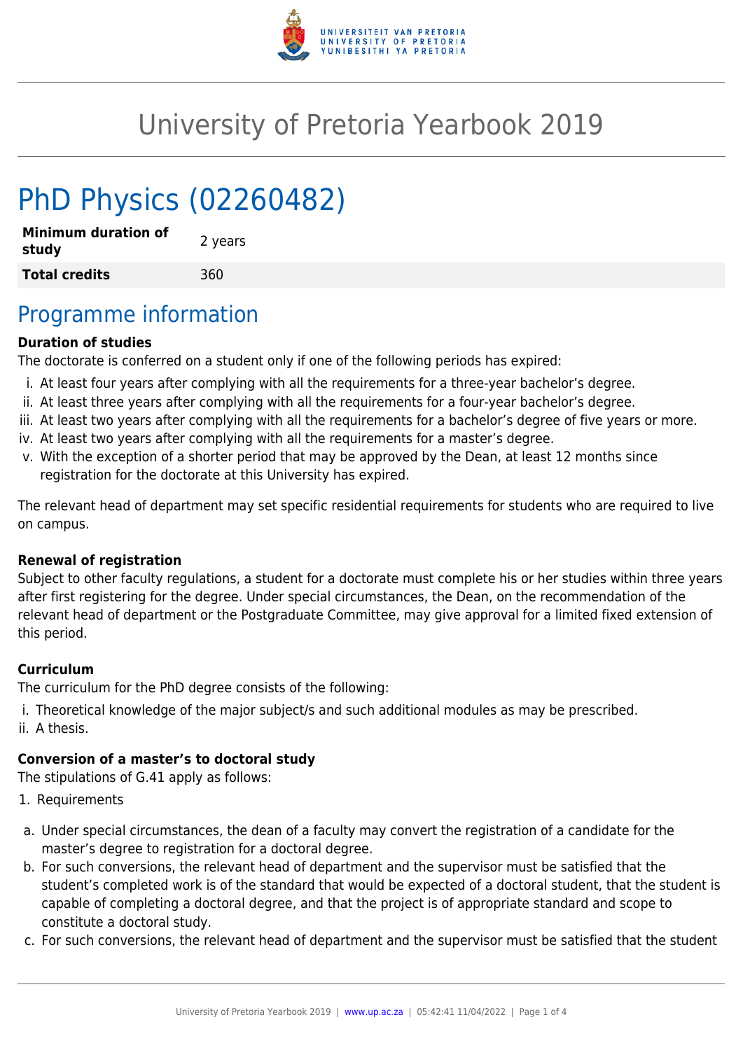# University of Pretoria Yearbook 2019

# PhD Physics (02260482)

| **Minimum duration of study** | 2 years |
| --- | --- |
| **Total credits** | 360 |

## Programme information

**Duration of studies**

The doctorate is conferred on a student only if one of the following periods has expired:

i. At least four years after complying with all the requirements for a three-year bachelor's degree.
ii. At least three years after complying with all the requirements for a four-year bachelor's degree.
iii. At least two years after complying with all the requirements for a bachelor's degree of five years or more.
iv. At least two years after complying with all the requirements for a master's degree.
v. With the exception of a shorter period that may be approved by the Dean, at least 12 months since registration for the doctorate at this University has expired.

The relevant head of department may set specific residential requirements for students who are required to live on campus.

**Renewal of registration**

Subject to other faculty regulations, a student for a doctorate must complete his or her studies within three years after first registering for the degree. Under special circumstances, the Dean, on the recommendation of the relevant head of department or the Postgraduate Committee, may give approval for a limited fixed extension of this period.

**Curriculum**

The curriculum for the PhD degree consists of the following:

i. Theoretical knowledge of the major subject/s and such additional modules as may be prescribed.
ii. A thesis.

**Conversion of a master's to doctoral study**

The stipulations of G.41 apply as follows:

1. Requirements

a. Under special circumstances, the dean of a faculty may convert the registration of a candidate for the master's degree to registration for a doctoral degree.
b. For such conversions, the relevant head of department and the supervisor must be satisfied that the student's completed work is of the standard that would be expected of a doctoral student, that the student is capable of completing a doctoral degree, and that the project is of appropriate standard and scope to constitute a doctoral study.
c. For such conversions, the relevant head of department and the supervisor must be satisfied that the student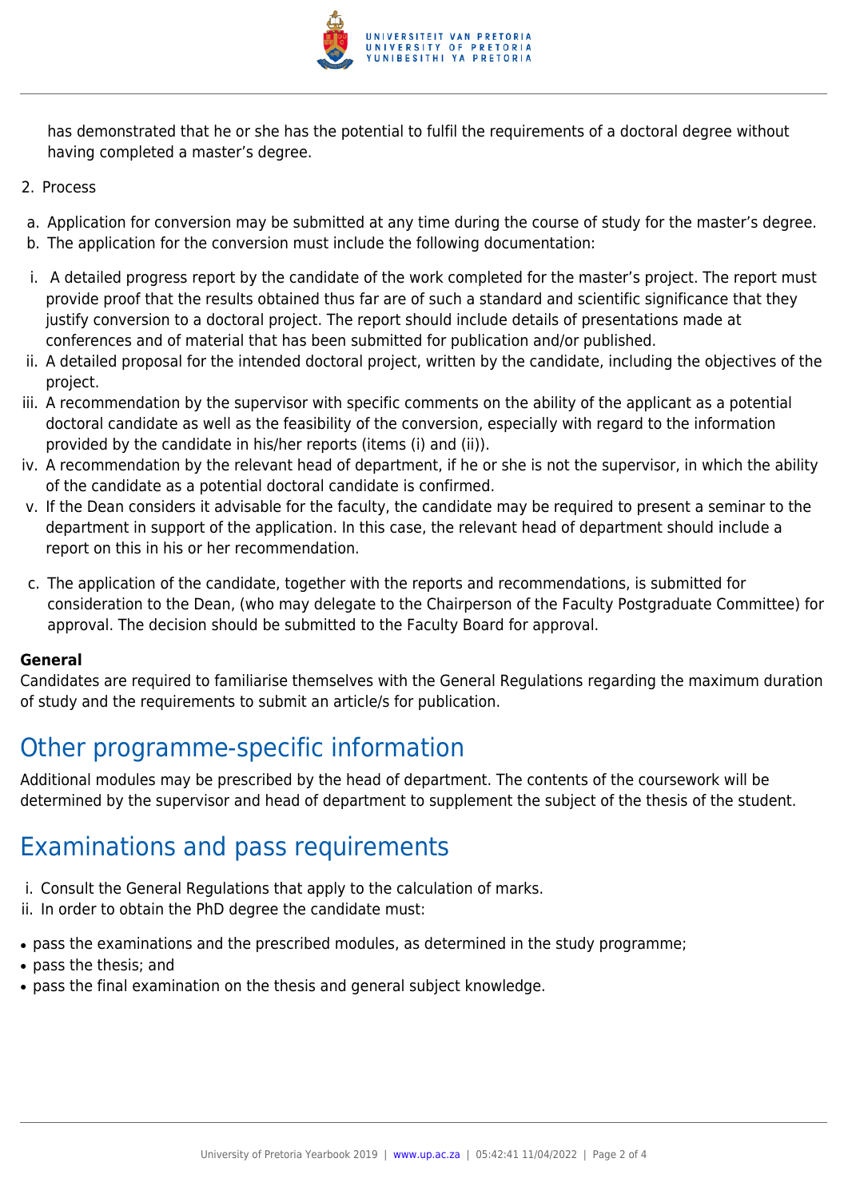has demonstrated that he or she has the potential to fulfil the requirements of a doctoral degree without having completed a master's degree.

2. Process

a. Application for conversion may be submitted at any time during the course of study for the master's degree.
b. The application for the conversion must include the following documentation:

i. A detailed progress report by the candidate of the work completed for the master's project. The report must provide proof that the results obtained thus far are of such a standard and scientific significance that they justify conversion to a doctoral project. The report should include details of presentations made at conferences and of material that has been submitted for publication and/or published.
ii. A detailed proposal for the intended doctoral project, written by the candidate, including the objectives of the project.
iii. A recommendation by the supervisor with specific comments on the ability of the applicant as a potential doctoral candidate as well as the feasibility of the conversion, especially with regard to the information provided by the candidate in his/her reports (items (i) and (ii)).
iv. A recommendation by the relevant head of department, if he or she is not the supervisor, in which the ability of the candidate as a potential doctoral candidate is confirmed.
v. If the Dean considers it advisable for the faculty, the candidate may be required to present a seminar to the department in support of the application. In this case, the relevant head of department should include a report on this in his or her recommendation.

c. The application of the candidate, together with the reports and recommendations, is submitted for consideration to the Dean, (who may delegate to the Chairperson of the Faculty Postgraduate Committee) for approval. The decision should be submitted to the Faculty Board for approval.

**General**
Candidates are required to familiarise themselves with the General Regulations regarding the maximum duration of study and the requirements to submit an article/s for publication.

## Other programme-specific information

Additional modules may be prescribed by the head of department. The contents of the coursework will be determined by the supervisor and head of department to supplement the subject of the thesis of the student.

## Examinations and pass requirements

i. Consult the General Regulations that apply to the calculation of marks.
ii. In order to obtain the PhD degree the candidate must:

- pass the examinations and the prescribed modules, as determined in the study programme;
- pass the thesis; and
- pass the final examination on the thesis and general subject knowledge.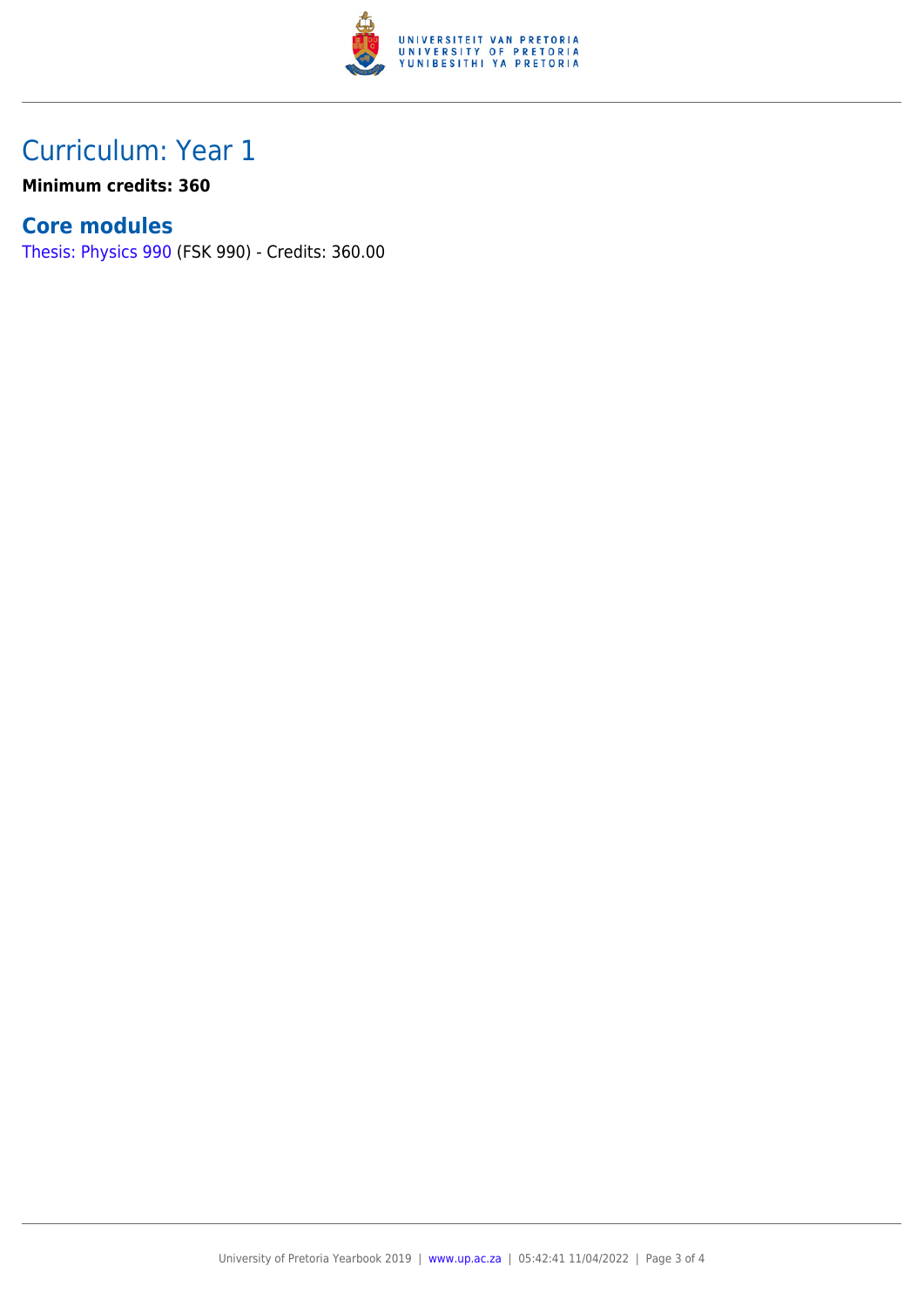# Curriculum: Year 1

**Minimum credits: 360**

## Core modules

Thesis: Physics 990 (FSK 990) - Credits: 360.00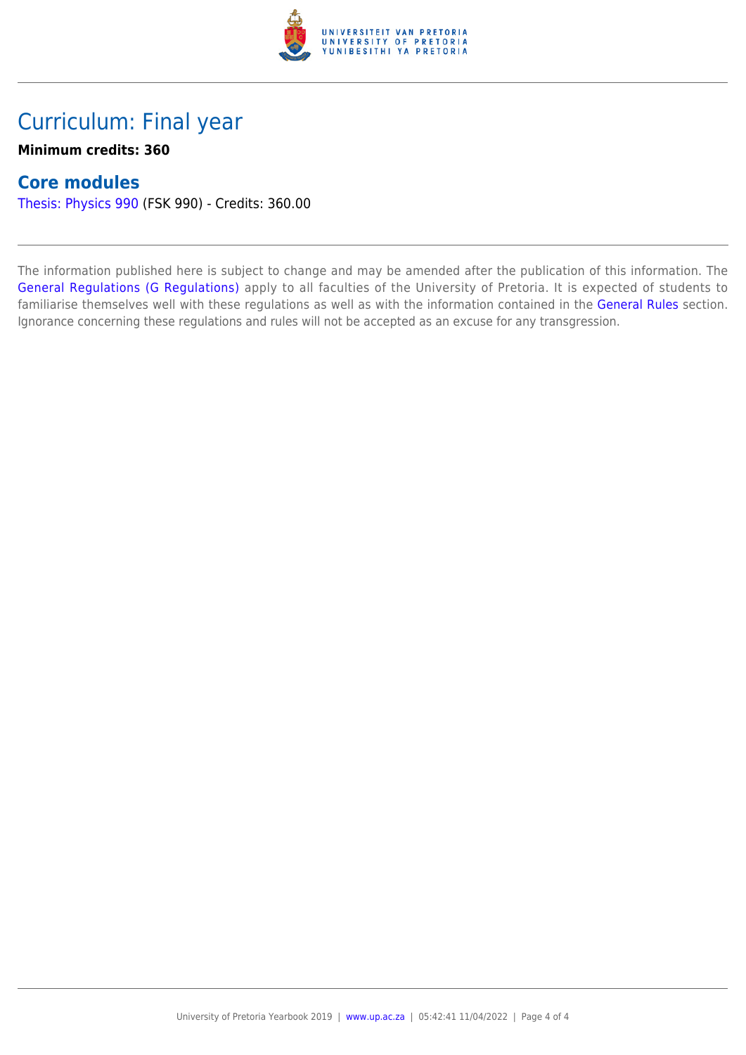## Curriculum: Final year

**Minimum credits: 360**

### Core modules

Thesis: Physics 990 (FSK 990) - Credits: 360.00

The information published here is subject to change and may be amended after the publication of this information. The General Regulations (G Regulations) apply to all faculties of the University of Pretoria. It is expected of students to familiarise themselves well with these regulations as well as with the information contained in the General Rules section. Ignorance concerning these regulations and rules will not be accepted as an excuse for any transgression.